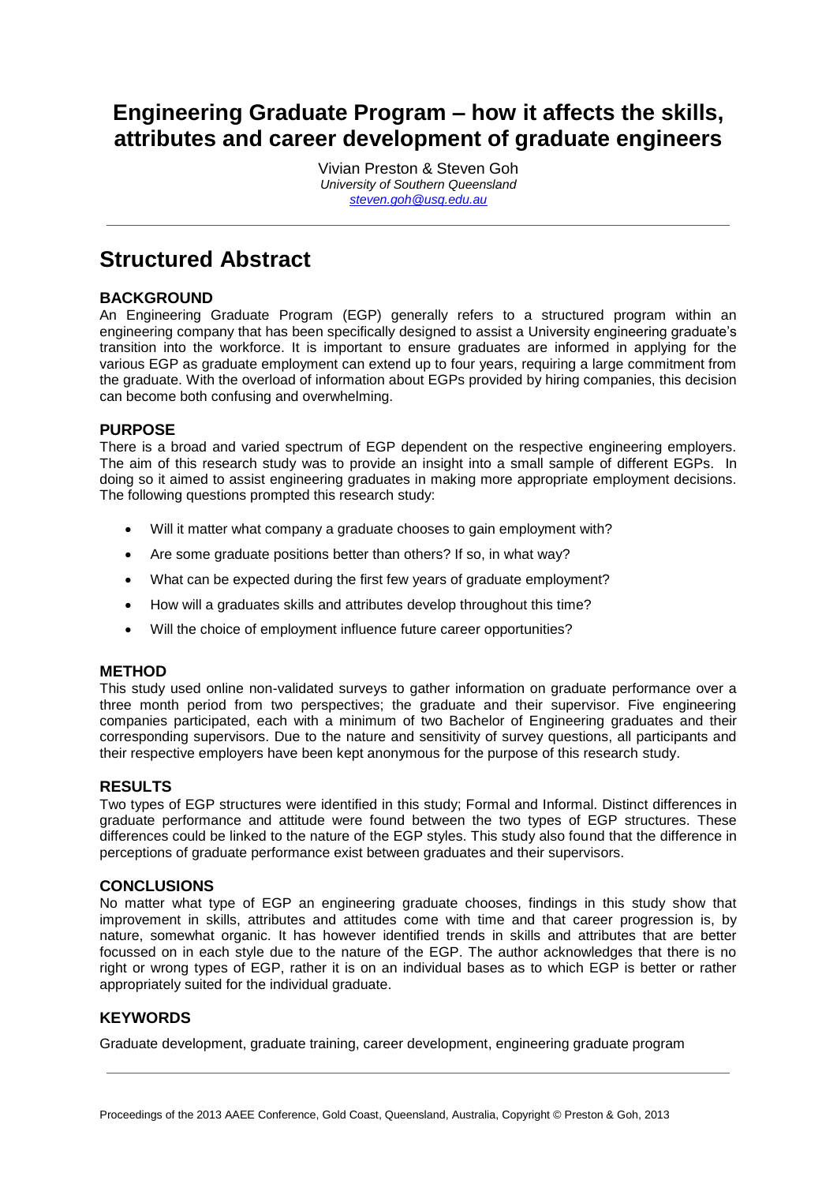# Engineering Graduate Program – how it affects the skills, attributes and career development of graduate engineers

Vivian Preston & Steven Goh
*University of Southern Queensland*
steven.goh@usq.edu.au

## Structured Abstract

### BACKGROUND

An Engineering Graduate Program (EGP) generally refers to a structured program within an engineering company that has been specifically designed to assist a University engineering graduate's transition into the workforce. It is important to ensure graduates are informed in applying for the various EGP as graduate employment can extend up to four years, requiring a large commitment from the graduate. With the overload of information about EGPs provided by hiring companies, this decision can become both confusing and overwhelming.

### PURPOSE

There is a broad and varied spectrum of EGP dependent on the respective engineering employers. The aim of this research study was to provide an insight into a small sample of different EGPs. In doing so it aimed to assist engineering graduates in making more appropriate employment decisions. The following questions prompted this research study:

- Will it matter what company a graduate chooses to gain employment with?
- Are some graduate positions better than others? If so, in what way?
- What can be expected during the first few years of graduate employment?
- How will a graduates skills and attributes develop throughout this time?
- Will the choice of employment influence future career opportunities?

### METHOD

This study used online non-validated surveys to gather information on graduate performance over a three month period from two perspectives; the graduate and their supervisor. Five engineering companies participated, each with a minimum of two Bachelor of Engineering graduates and their corresponding supervisors. Due to the nature and sensitivity of survey questions, all participants and their respective employers have been kept anonymous for the purpose of this research study.

### RESULTS

Two types of EGP structures were identified in this study; Formal and Informal. Distinct differences in graduate performance and attitude were found between the two types of EGP structures. These differences could be linked to the nature of the EGP styles. This study also found that the difference in perceptions of graduate performance exist between graduates and their supervisors.

### CONCLUSIONS

No matter what type of EGP an engineering graduate chooses, findings in this study show that improvement in skills, attributes and attitudes come with time and that career progression is, by nature, somewhat organic. It has however identified trends in skills and attributes that are better focussed on in each style due to the nature of the EGP. The author acknowledges that there is no right or wrong types of EGP, rather it is on an individual bases as to which EGP is better or rather appropriately suited for the individual graduate.

### KEYWORDS

Graduate development, graduate training, career development, engineering graduate program

Proceedings of the 2013 AAEE Conference, Gold Coast, Queensland, Australia, Copyright © Preston & Goh, 2013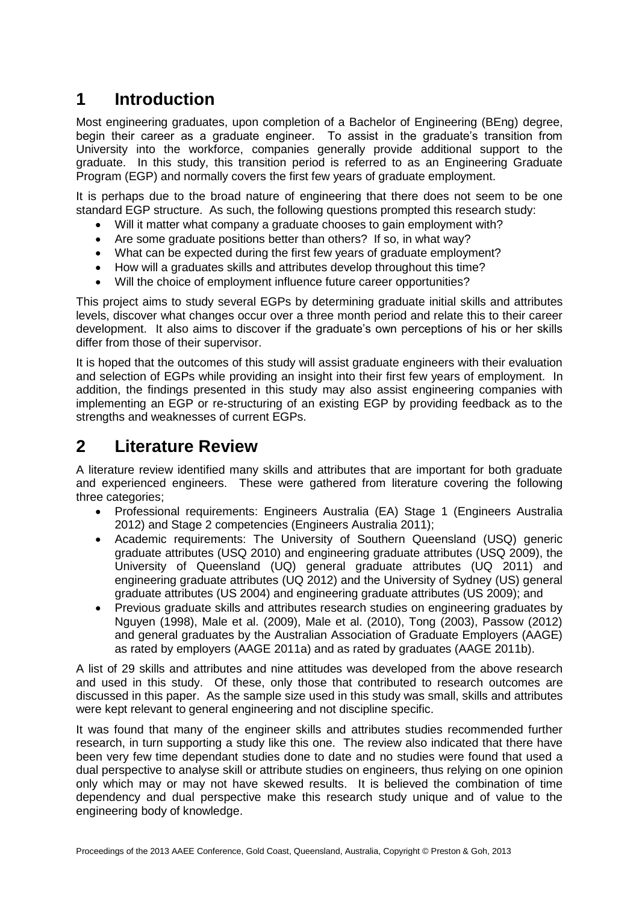# 1 Introduction

Most engineering graduates, upon completion of a Bachelor of Engineering (BEng) degree, begin their career as a graduate engineer. To assist in the graduate's transition from University into the workforce, companies generally provide additional support to the graduate. In this study, this transition period is referred to as an Engineering Graduate Program (EGP) and normally covers the first few years of graduate employment.

It is perhaps due to the broad nature of engineering that there does not seem to be one standard EGP structure. As such, the following questions prompted this research study:

- Will it matter what company a graduate chooses to gain employment with?
- Are some graduate positions better than others? If so, in what way?
- What can be expected during the first few years of graduate employment?
- How will a graduates skills and attributes develop throughout this time?
- Will the choice of employment influence future career opportunities?

This project aims to study several EGPs by determining graduate initial skills and attributes levels, discover what changes occur over a three month period and relate this to their career development. It also aims to discover if the graduate's own perceptions of his or her skills differ from those of their supervisor.

It is hoped that the outcomes of this study will assist graduate engineers with their evaluation and selection of EGPs while providing an insight into their first few years of employment. In addition, the findings presented in this study may also assist engineering companies with implementing an EGP or re-structuring of an existing EGP by providing feedback as to the strengths and weaknesses of current EGPs.

# 2 Literature Review

A literature review identified many skills and attributes that are important for both graduate and experienced engineers. These were gathered from literature covering the following three categories;

- Professional requirements: Engineers Australia (EA) Stage 1 (Engineers Australia 2012) and Stage 2 competencies (Engineers Australia 2011);
- Academic requirements: The University of Southern Queensland (USQ) generic graduate attributes (USQ 2010) and engineering graduate attributes (USQ 2009), the University of Queensland (UQ) general graduate attributes (UQ 2011) and engineering graduate attributes (UQ 2012) and the University of Sydney (US) general graduate attributes (US 2004) and engineering graduate attributes (US 2009); and
- Previous graduate skills and attributes research studies on engineering graduates by Nguyen (1998), Male et al. (2009), Male et al. (2010), Tong (2003), Passow (2012) and general graduates by the Australian Association of Graduate Employers (AAGE) as rated by employers (AAGE 2011a) and as rated by graduates (AAGE 2011b).

A list of 29 skills and attributes and nine attitudes was developed from the above research and used in this study. Of these, only those that contributed to research outcomes are discussed in this paper. As the sample size used in this study was small, skills and attributes were kept relevant to general engineering and not discipline specific.

It was found that many of the engineer skills and attributes studies recommended further research, in turn supporting a study like this one. The review also indicated that there have been very few time dependant studies done to date and no studies were found that used a dual perspective to analyse skill or attribute studies on engineers, thus relying on one opinion only which may or may not have skewed results. It is believed the combination of time dependency and dual perspective make this research study unique and of value to the engineering body of knowledge.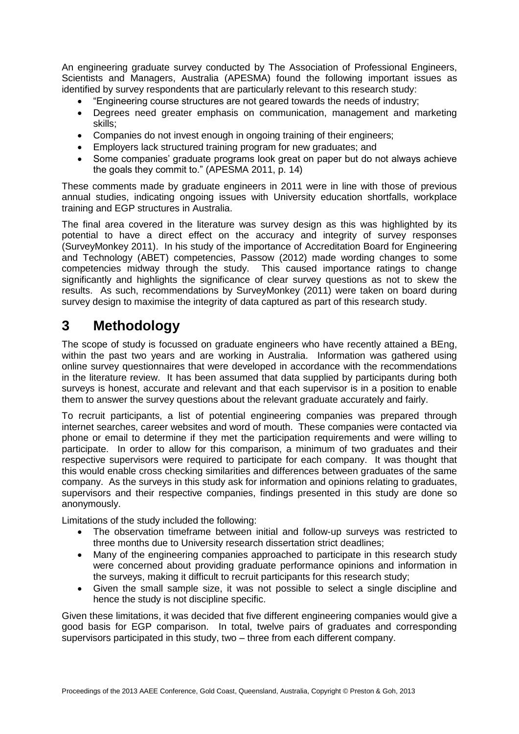An engineering graduate survey conducted by The Association of Professional Engineers, Scientists and Managers, Australia (APESMA) found the following important issues as identified by survey respondents that are particularly relevant to this research study:

- "Engineering course structures are not geared towards the needs of industry;
- Degrees need greater emphasis on communication, management and marketing skills;
- Companies do not invest enough in ongoing training of their engineers;
- Employers lack structured training program for new graduates; and
- Some companies' graduate programs look great on paper but do not always achieve the goals they commit to." (APESMA 2011, p. 14)

These comments made by graduate engineers in 2011 were in line with those of previous annual studies, indicating ongoing issues with University education shortfalls, workplace training and EGP structures in Australia.

The final area covered in the literature was survey design as this was highlighted by its potential to have a direct effect on the accuracy and integrity of survey responses (SurveyMonkey 2011). In his study of the importance of Accreditation Board for Engineering and Technology (ABET) competencies, Passow (2012) made wording changes to some competencies midway through the study. This caused importance ratings to change significantly and highlights the significance of clear survey questions as not to skew the results. As such, recommendations by SurveyMonkey (2011) were taken on board during survey design to maximise the integrity of data captured as part of this research study.

# 3 Methodology

The scope of study is focussed on graduate engineers who have recently attained a BEng, within the past two years and are working in Australia. Information was gathered using online survey questionnaires that were developed in accordance with the recommendations in the literature review. It has been assumed that data supplied by participants during both surveys is honest, accurate and relevant and that each supervisor is in a position to enable them to answer the survey questions about the relevant graduate accurately and fairly.

To recruit participants, a list of potential engineering companies was prepared through internet searches, career websites and word of mouth. These companies were contacted via phone or email to determine if they met the participation requirements and were willing to participate. In order to allow for this comparison, a minimum of two graduates and their respective supervisors were required to participate for each company. It was thought that this would enable cross checking similarities and differences between graduates of the same company. As the surveys in this study ask for information and opinions relating to graduates, supervisors and their respective companies, findings presented in this study are done so anonymously.

Limitations of the study included the following:

- The observation timeframe between initial and follow-up surveys was restricted to three months due to University research dissertation strict deadlines;
- Many of the engineering companies approached to participate in this research study were concerned about providing graduate performance opinions and information in the surveys, making it difficult to recruit participants for this research study;
- Given the small sample size, it was not possible to select a single discipline and hence the study is not discipline specific.

Given these limitations, it was decided that five different engineering companies would give a good basis for EGP comparison. In total, twelve pairs of graduates and corresponding supervisors participated in this study, two – three from each different company.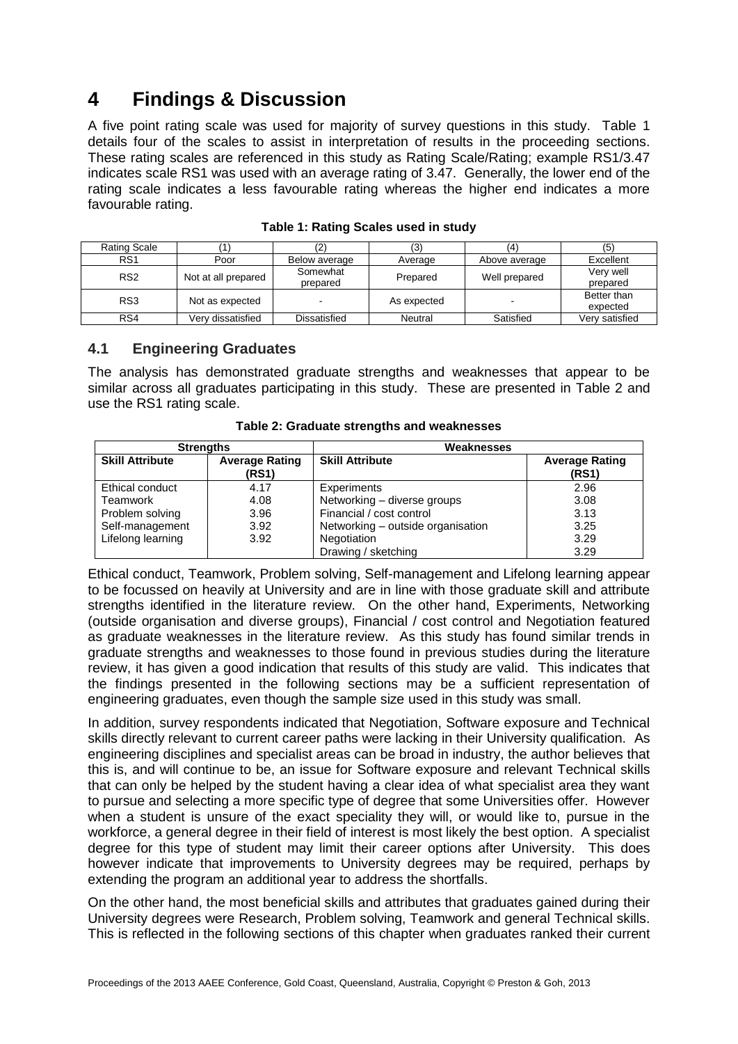# 4 Findings & Discussion

A five point rating scale was used for majority of survey questions in this study. Table 1 details four of the scales to assist in interpretation of results in the proceeding sections. These rating scales are referenced in this study as Rating Scale/Rating; example RS1/3.47 indicates scale RS1 was used with an average rating of 3.47. Generally, the lower end of the rating scale indicates a less favourable rating whereas the higher end indicates a more favourable rating.

**Table 1: Rating Scales used in study**

| Rating Scale | (1) | (2) | (3) | (4) | (5) |
|---|---|---|---|---|---|
| RS1 | Poor | Below average | Average | Above average | Excellent |
| RS2 | Not at all prepared | Somewhat prepared | Prepared | Well prepared | Very well prepared |
| RS3 | Not as expected | - | As expected | - | Better than expected |
| RS4 | Very dissatisfied | Dissatisfied | Neutral | Satisfied | Very satisfied |

## 4.1 Engineering Graduates

The analysis has demonstrated graduate strengths and weaknesses that appear to be similar across all graduates participating in this study. These are presented in Table 2 and use the RS1 rating scale.

**Table 2: Graduate strengths and weaknesses**

| Strengths | | Weaknesses | |
|---|---|---|---|
| **Skill Attribute** | **Average Rating (RS1)** | **Skill Attribute** | **Average Rating (RS1)** |
| Ethical conduct | 4.17 | Experiments | 2.96 |
| Teamwork | 4.08 | Networking – diverse groups | 3.08 |
| Problem solving | 3.96 | Financial / cost control | 3.13 |
| Self-management | 3.92 | Networking – outside organisation | 3.25 |
| Lifelong learning | 3.92 | Negotiation | 3.29 |
| | | Drawing / sketching | 3.29 |

Ethical conduct, Teamwork, Problem solving, Self-management and Lifelong learning appear to be focussed on heavily at University and are in line with those graduate skill and attribute strengths identified in the literature review. On the other hand, Experiments, Networking (outside organisation and diverse groups), Financial / cost control and Negotiation featured as graduate weaknesses in the literature review. As this study has found similar trends in graduate strengths and weaknesses to those found in previous studies during the literature review, it has given a good indication that results of this study are valid. This indicates that the findings presented in the following sections may be a sufficient representation of engineering graduates, even though the sample size used in this study was small.

In addition, survey respondents indicated that Negotiation, Software exposure and Technical skills directly relevant to current career paths were lacking in their University qualification. As engineering disciplines and specialist areas can be broad in industry, the author believes that this is, and will continue to be, an issue for Software exposure and relevant Technical skills that can only be helped by the student having a clear idea of what specialist area they want to pursue and selecting a more specific type of degree that some Universities offer. However when a student is unsure of the exact speciality they will, or would like to, pursue in the workforce, a general degree in their field of interest is most likely the best option. A specialist degree for this type of student may limit their career options after University. This does however indicate that improvements to University degrees may be required, perhaps by extending the program an additional year to address the shortfalls.

On the other hand, the most beneficial skills and attributes that graduates gained during their University degrees were Research, Problem solving, Teamwork and general Technical skills. This is reflected in the following sections of this chapter when graduates ranked their current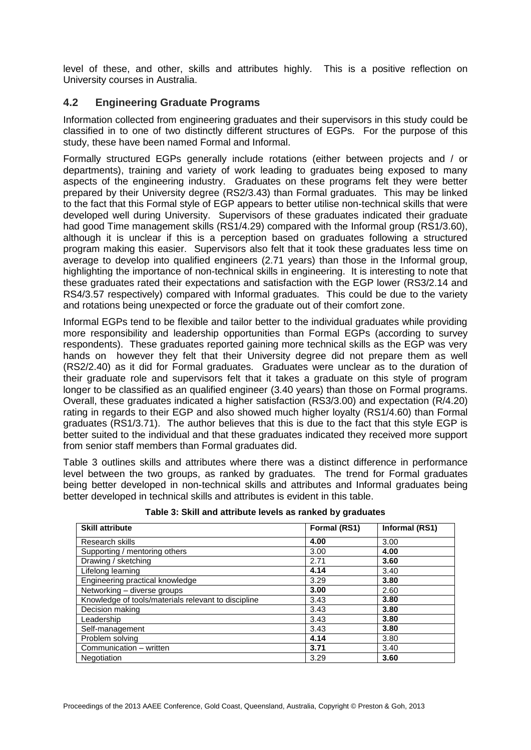level of these, and other, skills and attributes highly. This is a positive reflection on University courses in Australia.

## 4.2 Engineering Graduate Programs

Information collected from engineering graduates and their supervisors in this study could be classified in to one of two distinctly different structures of EGPs. For the purpose of this study, these have been named Formal and Informal.

Formally structured EGPs generally include rotations (either between projects and / or departments), training and variety of work leading to graduates being exposed to many aspects of the engineering industry. Graduates on these programs felt they were better prepared by their University degree (RS2/3.43) than Formal graduates. This may be linked to the fact that this Formal style of EGP appears to better utilise non-technical skills that were developed well during University. Supervisors of these graduates indicated their graduate had good Time management skills (RS1/4.29) compared with the Informal group (RS1/3.60), although it is unclear if this is a perception based on graduates following a structured program making this easier. Supervisors also felt that it took these graduates less time on average to develop into qualified engineers (2.71 years) than those in the Informal group, highlighting the importance of non-technical skills in engineering. It is interesting to note that these graduates rated their expectations and satisfaction with the EGP lower (RS3/2.14 and RS4/3.57 respectively) compared with Informal graduates. This could be due to the variety and rotations being unexpected or force the graduate out of their comfort zone.

Informal EGPs tend to be flexible and tailor better to the individual graduates while providing more responsibility and leadership opportunities than Formal EGPs (according to survey respondents). These graduates reported gaining more technical skills as the EGP was very hands on however they felt that their University degree did not prepare them as well (RS2/2.40) as it did for Formal graduates. Graduates were unclear as to the duration of their graduate role and supervisors felt that it takes a graduate on this style of program longer to be classified as an qualified engineer (3.40 years) than those on Formal programs. Overall, these graduates indicated a higher satisfaction (RS3/3.00) and expectation (R/4.20) rating in regards to their EGP and also showed much higher loyalty (RS1/4.60) than Formal graduates (RS1/3.71). The author believes that this is due to the fact that this style EGP is better suited to the individual and that these graduates indicated they received more support from senior staff members than Formal graduates did.

Table 3 outlines skills and attributes where there was a distinct difference in performance level between the two groups, as ranked by graduates. The trend for Formal graduates being better developed in non-technical skills and attributes and Informal graduates being better developed in technical skills and attributes is evident in this table.

**Table 3: Skill and attribute levels as ranked by graduates**

| Skill attribute | Formal (RS1) | Informal (RS1) |
|---|---|---|
| Research skills | **4.00** | 3.00 |
| Supporting / mentoring others | 3.00 | **4.00** |
| Drawing / sketching | 2.71 | **3.60** |
| Lifelong learning | **4.14** | 3.40 |
| Engineering practical knowledge | 3.29 | **3.80** |
| Networking – diverse groups | **3.00** | 2.60 |
| Knowledge of tools/materials relevant to discipline | 3.43 | **3.80** |
| Decision making | 3.43 | **3.80** |
| Leadership | 3.43 | **3.80** |
| Self-management | 3.43 | **3.80** |
| Problem solving | **4.14** | 3.80 |
| Communication – written | **3.71** | 3.40 |
| Negotiation | 3.29 | **3.60** |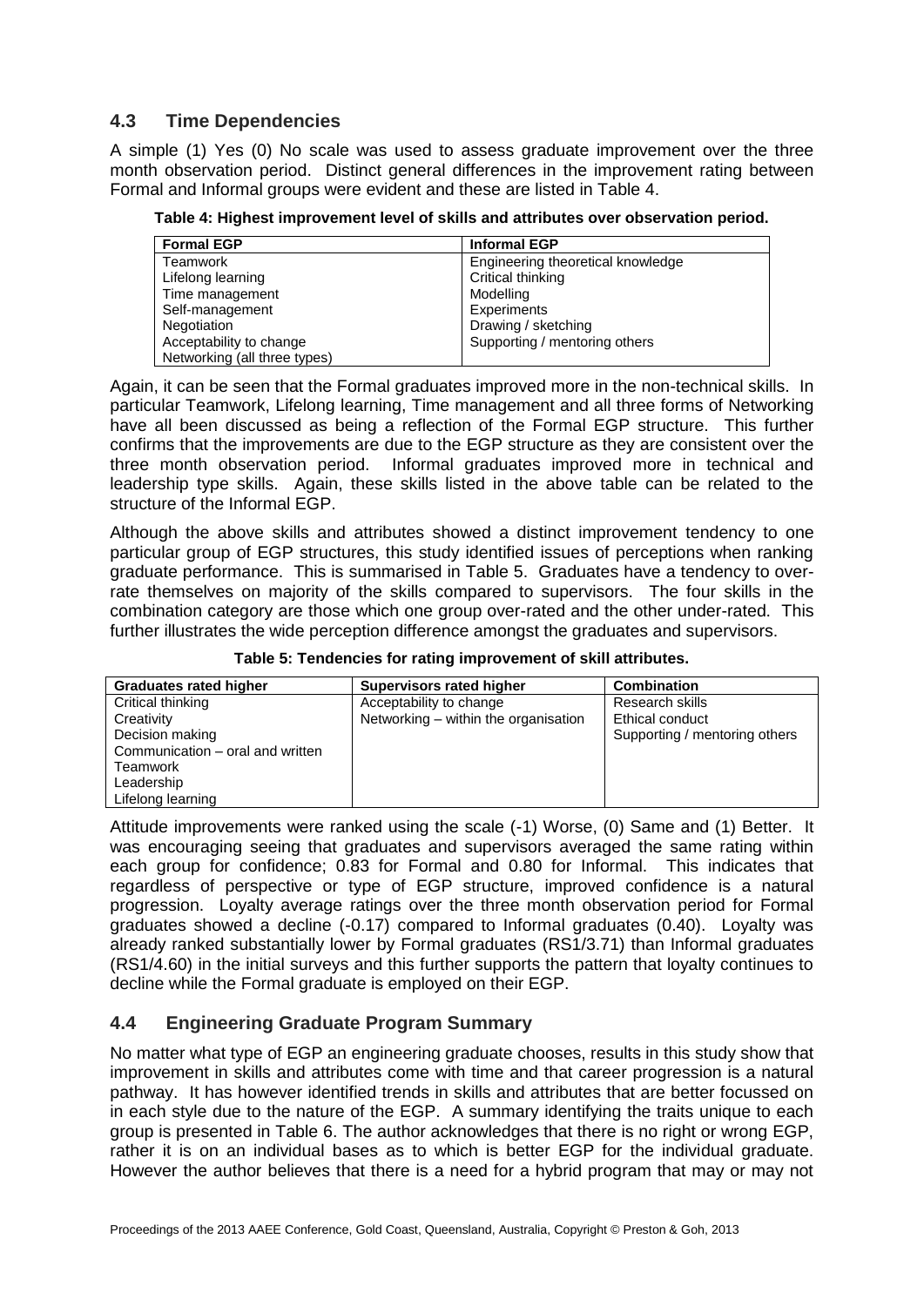## 4.3 Time Dependencies

A simple (1) Yes (0) No scale was used to assess graduate improvement over the three month observation period. Distinct general differences in the improvement rating between Formal and Informal groups were evident and these are listed in Table 4.

**Table 4: Highest improvement level of skills and attributes over observation period.**

| Formal EGP | Informal EGP |
|---|---|
| Teamwork | Engineering theoretical knowledge |
| Lifelong learning | Critical thinking |
| Time management | Modelling |
| Self-management | Experiments |
| Negotiation | Drawing / sketching |
| Acceptability to change | Supporting / mentoring others |
| Networking (all three types) | |

Again, it can be seen that the Formal graduates improved more in the non-technical skills. In particular Teamwork, Lifelong learning, Time management and all three forms of Networking have all been discussed as being a reflection of the Formal EGP structure. This further confirms that the improvements are due to the EGP structure as they are consistent over the three month observation period. Informal graduates improved more in technical and leadership type skills. Again, these skills listed in the above table can be related to the structure of the Informal EGP.

Although the above skills and attributes showed a distinct improvement tendency to one particular group of EGP structures, this study identified issues of perceptions when ranking graduate performance. This is summarised in Table 5. Graduates have a tendency to over-rate themselves on majority of the skills compared to supervisors. The four skills in the combination category are those which one group over-rated and the other under-rated. This further illustrates the wide perception difference amongst the graduates and supervisors.

**Table 5: Tendencies for rating improvement of skill attributes.**

| Graduates rated higher | Supervisors rated higher | Combination |
|---|---|---|
| Critical thinking | Acceptability to change | Research skills |
| Creativity | Networking – within the organisation | Ethical conduct |
| Decision making | | Supporting / mentoring others |
| Communication – oral and written | | |
| Teamwork | | |
| Leadership | | |
| Lifelong learning | | |

Attitude improvements were ranked using the scale (-1) Worse, (0) Same and (1) Better. It was encouraging seeing that graduates and supervisors averaged the same rating within each group for confidence; 0.83 for Formal and 0.80 for Informal. This indicates that regardless of perspective or type of EGP structure, improved confidence is a natural progression. Loyalty average ratings over the three month observation period for Formal graduates showed a decline (-0.17) compared to Informal graduates (0.40). Loyalty was already ranked substantially lower by Formal graduates (RS1/3.71) than Informal graduates (RS1/4.60) in the initial surveys and this further supports the pattern that loyalty continues to decline while the Formal graduate is employed on their EGP.

## 4.4 Engineering Graduate Program Summary

No matter what type of EGP an engineering graduate chooses, results in this study show that improvement in skills and attributes come with time and that career progression is a natural pathway. It has however identified trends in skills and attributes that are better focussed on in each style due to the nature of the EGP. A summary identifying the traits unique to each group is presented in Table 6. The author acknowledges that there is no right or wrong EGP, rather it is on an individual bases as to which is better EGP for the individual graduate. However the author believes that there is a need for a hybrid program that may or may not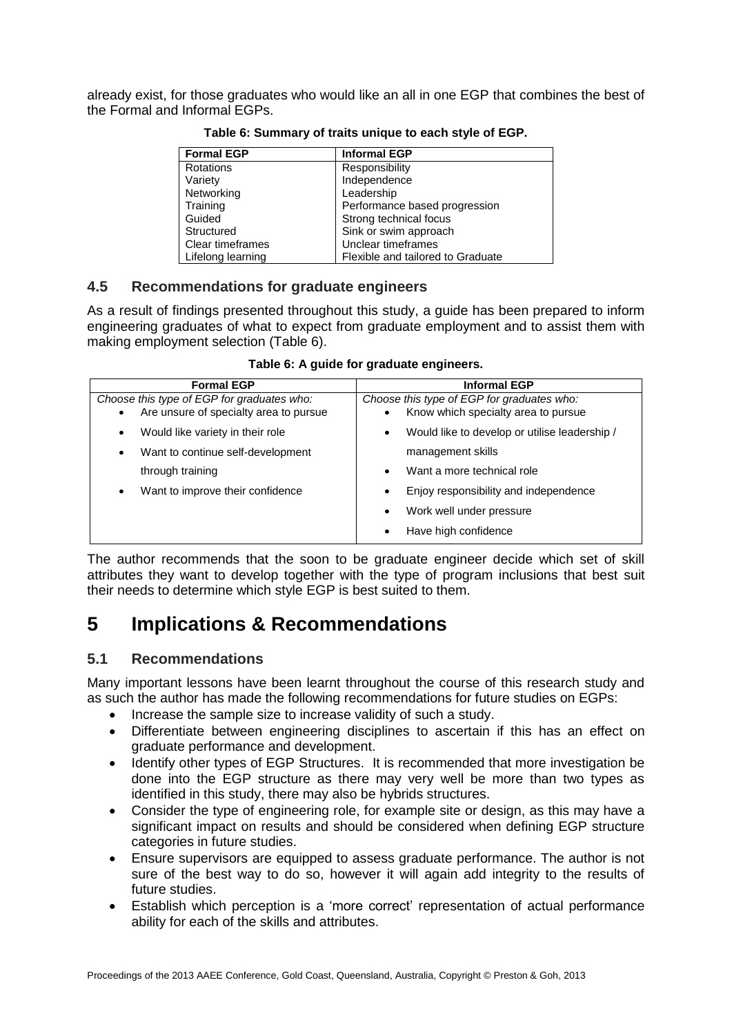already exist, for those graduates who would like an all in one EGP that combines the best of the Formal and Informal EGPs.

**Table 6: Summary of traits unique to each style of EGP.**

| Formal EGP | Informal EGP |
|---|---|
| Rotations | Responsibility |
| Variety | Independence |
| Networking | Leadership |
| Training | Performance based progression |
| Guided | Strong technical focus |
| Structured | Sink or swim approach |
| Clear timeframes | Unclear timeframes |
| Lifelong learning | Flexible and tailored to Graduate |

### 4.5 Recommendations for graduate engineers

As a result of findings presented throughout this study, a guide has been prepared to inform engineering graduates of what to expect from graduate employment and to assist them with making employment selection (Table 6).

**Table 6: A guide for graduate engineers.**

| Formal EGP | Informal EGP |
|---|---|
| *Choose this type of EGP for graduates who:*<br>• Are unsure of specialty area to pursue<br>• Would like variety in their role<br>• Want to continue self-development through training<br>• Want to improve their confidence | *Choose this type of EGP for graduates who:*<br>• Know which specialty area to pursue<br>• Would like to develop or utilise leadership / management skills<br>• Want a more technical role<br>• Enjoy responsibility and independence<br>• Work well under pressure<br>• Have high confidence |

The author recommends that the soon to be graduate engineer decide which set of skill attributes they want to develop together with the type of program inclusions that best suit their needs to determine which style EGP is best suited to them.

# 5 Implications & Recommendations

### 5.1 Recommendations

Many important lessons have been learnt throughout the course of this research study and as such the author has made the following recommendations for future studies on EGPs:

- Increase the sample size to increase validity of such a study.
- Differentiate between engineering disciplines to ascertain if this has an effect on graduate performance and development.
- Identify other types of EGP Structures. It is recommended that more investigation be done into the EGP structure as there may very well be more than two types as identified in this study, there may also be hybrids structures.
- Consider the type of engineering role, for example site or design, as this may have a significant impact on results and should be considered when defining EGP structure categories in future studies.
- Ensure supervisors are equipped to assess graduate performance. The author is not sure of the best way to do so, however it will again add integrity to the results of future studies.
- Establish which perception is a 'more correct' representation of actual performance ability for each of the skills and attributes.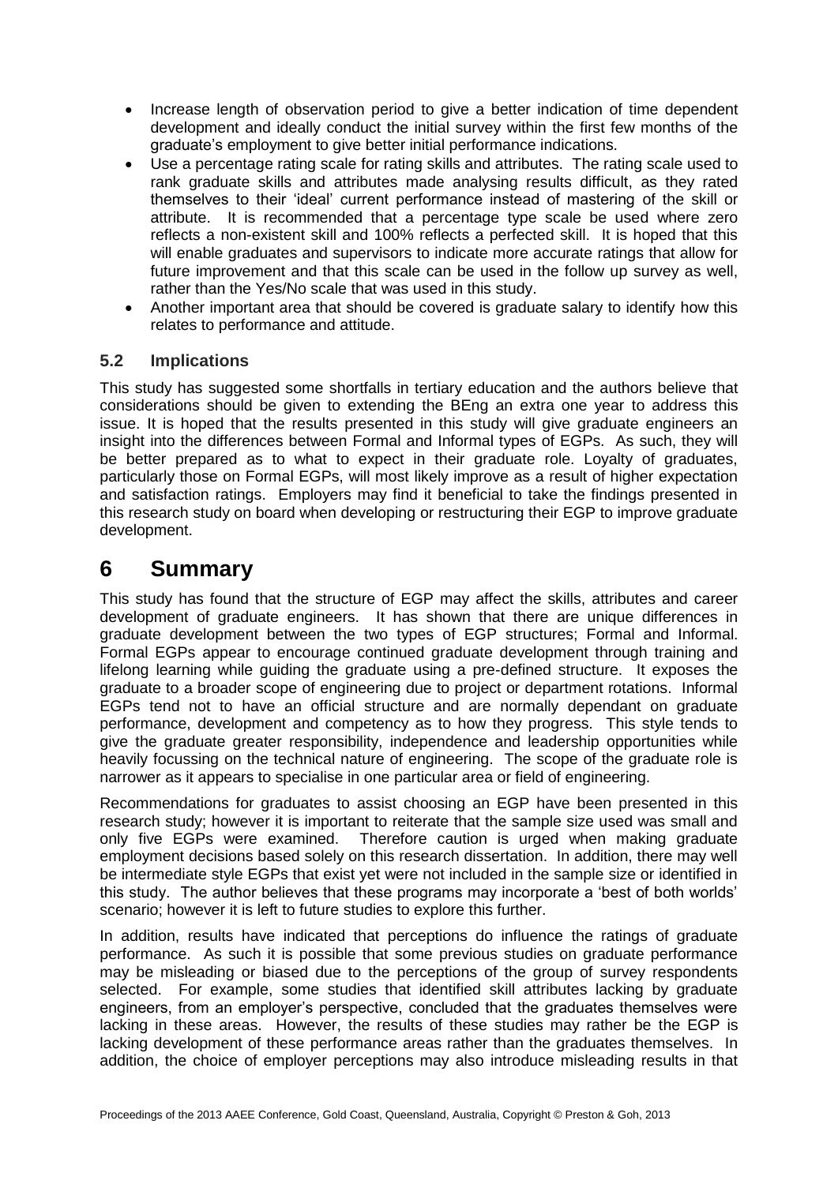- Increase length of observation period to give a better indication of time dependent development and ideally conduct the initial survey within the first few months of the graduate's employment to give better initial performance indications.
- Use a percentage rating scale for rating skills and attributes. The rating scale used to rank graduate skills and attributes made analysing results difficult, as they rated themselves to their 'ideal' current performance instead of mastering of the skill or attribute. It is recommended that a percentage type scale be used where zero reflects a non-existent skill and 100% reflects a perfected skill. It is hoped that this will enable graduates and supervisors to indicate more accurate ratings that allow for future improvement and that this scale can be used in the follow up survey as well, rather than the Yes/No scale that was used in this study.
- Another important area that should be covered is graduate salary to identify how this relates to performance and attitude.

### 5.2 Implications

This study has suggested some shortfalls in tertiary education and the authors believe that considerations should be given to extending the BEng an extra one year to address this issue. It is hoped that the results presented in this study will give graduate engineers an insight into the differences between Formal and Informal types of EGPs. As such, they will be better prepared as to what to expect in their graduate role. Loyalty of graduates, particularly those on Formal EGPs, will most likely improve as a result of higher expectation and satisfaction ratings. Employers may find it beneficial to take the findings presented in this research study on board when developing or restructuring their EGP to improve graduate development.

# 6 Summary

This study has found that the structure of EGP may affect the skills, attributes and career development of graduate engineers. It has shown that there are unique differences in graduate development between the two types of EGP structures; Formal and Informal. Formal EGPs appear to encourage continued graduate development through training and lifelong learning while guiding the graduate using a pre-defined structure. It exposes the graduate to a broader scope of engineering due to project or department rotations. Informal EGPs tend not to have an official structure and are normally dependant on graduate performance, development and competency as to how they progress. This style tends to give the graduate greater responsibility, independence and leadership opportunities while heavily focussing on the technical nature of engineering. The scope of the graduate role is narrower as it appears to specialise in one particular area or field of engineering.

Recommendations for graduates to assist choosing an EGP have been presented in this research study; however it is important to reiterate that the sample size used was small and only five EGPs were examined. Therefore caution is urged when making graduate employment decisions based solely on this research dissertation. In addition, there may well be intermediate style EGPs that exist yet were not included in the sample size or identified in this study. The author believes that these programs may incorporate a 'best of both worlds' scenario; however it is left to future studies to explore this further.

In addition, results have indicated that perceptions do influence the ratings of graduate performance. As such it is possible that some previous studies on graduate performance may be misleading or biased due to the perceptions of the group of survey respondents selected. For example, some studies that identified skill attributes lacking by graduate engineers, from an employer's perspective, concluded that the graduates themselves were lacking in these areas. However, the results of these studies may rather be the EGP is lacking development of these performance areas rather than the graduates themselves. In addition, the choice of employer perceptions may also introduce misleading results in that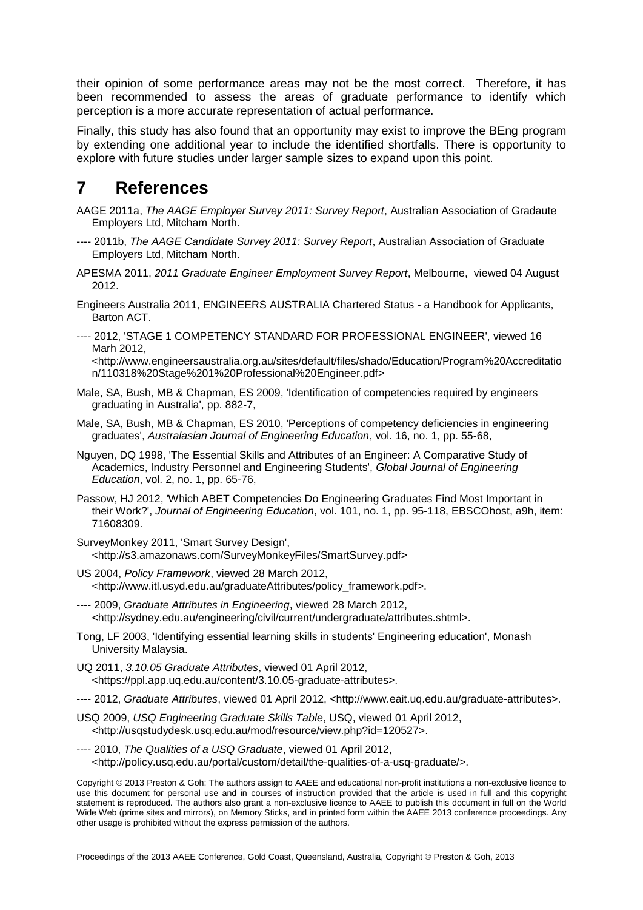their opinion of some performance areas may not be the most correct. Therefore, it has been recommended to assess the areas of graduate performance to identify which perception is a more accurate representation of actual performance.

Finally, this study has also found that an opportunity may exist to improve the BEng program by extending one additional year to include the identified shortfalls. There is opportunity to explore with future studies under larger sample sizes to expand upon this point.

# 7 References

AAGE 2011a, *The AAGE Employer Survey 2011: Survey Report*, Australian Association of Gradaute Employers Ltd, Mitcham North.

---- 2011b, *The AAGE Candidate Survey 2011: Survey Report*, Australian Association of Graduate Employers Ltd, Mitcham North.

APESMA 2011, *2011 Graduate Engineer Employment Survey Report*, Melbourne, viewed 04 August 2012.

Engineers Australia 2011, ENGINEERS AUSTRALIA Chartered Status - a Handbook for Applicants, Barton ACT.

---- 2012, 'STAGE 1 COMPETENCY STANDARD FOR PROFESSIONAL ENGINEER', viewed 16 Marh 2012, <http://www.engineersaustralia.org.au/sites/default/files/shado/Education/Program%20Accreditation/110318%20Stage%201%20Professional%20Engineer.pdf>

Male, SA, Bush, MB & Chapman, ES 2009, 'Identification of competencies required by engineers graduating in Australia', pp. 882-7,

Male, SA, Bush, MB & Chapman, ES 2010, 'Perceptions of competency deficiencies in engineering graduates', *Australasian Journal of Engineering Education*, vol. 16, no. 1, pp. 55-68,

Nguyen, DQ 1998, 'The Essential Skills and Attributes of an Engineer: A Comparative Study of Academics, Industry Personnel and Engineering Students', *Global Journal of Engineering Education*, vol. 2, no. 1, pp. 65-76,

Passow, HJ 2012, 'Which ABET Competencies Do Engineering Graduates Find Most Important in their Work?', *Journal of Engineering Education*, vol. 101, no. 1, pp. 95-118, EBSCOhost, a9h, item: 71608309.

SurveyMonkey 2011, 'Smart Survey Design', <http://s3.amazonaws.com/SurveyMonkeyFiles/SmartSurvey.pdf>

US 2004, *Policy Framework*, viewed 28 March 2012, <http://www.itl.usyd.edu.au/graduateAttributes/policy_framework.pdf>.

---- 2009, *Graduate Attributes in Engineering*, viewed 28 March 2012, <http://sydney.edu.au/engineering/civil/current/undergraduate/attributes.shtml>.

Tong, LF 2003, 'Identifying essential learning skills in students' Engineering education', Monash University Malaysia.

UQ 2011, *3.10.05 Graduate Attributes*, viewed 01 April 2012, <https://ppl.app.uq.edu.au/content/3.10.05-graduate-attributes>.

---- 2012, *Graduate Attributes*, viewed 01 April 2012, <http://www.eait.uq.edu.au/graduate-attributes>.

USQ 2009, *USQ Engineering Graduate Skills Table*, USQ, viewed 01 April 2012, <http://usqstudydesk.usq.edu.au/mod/resource/view.php?id=120527>.

---- 2010, *The Qualities of a USQ Graduate*, viewed 01 April 2012, <http://policy.usq.edu.au/portal/custom/detail/the-qualities-of-a-usq-graduate/>.

Copyright © 2013 Preston & Goh: The authors assign to AAEE and educational non-profit institutions a non-exclusive licence to use this document for personal use and in courses of instruction provided that the article is used in full and this copyright statement is reproduced. The authors also grant a non-exclusive licence to AAEE to publish this document in full on the World Wide Web (prime sites and mirrors), on Memory Sticks, and in printed form within the AAEE 2013 conference proceedings. Any other usage is prohibited without the express permission of the authors.